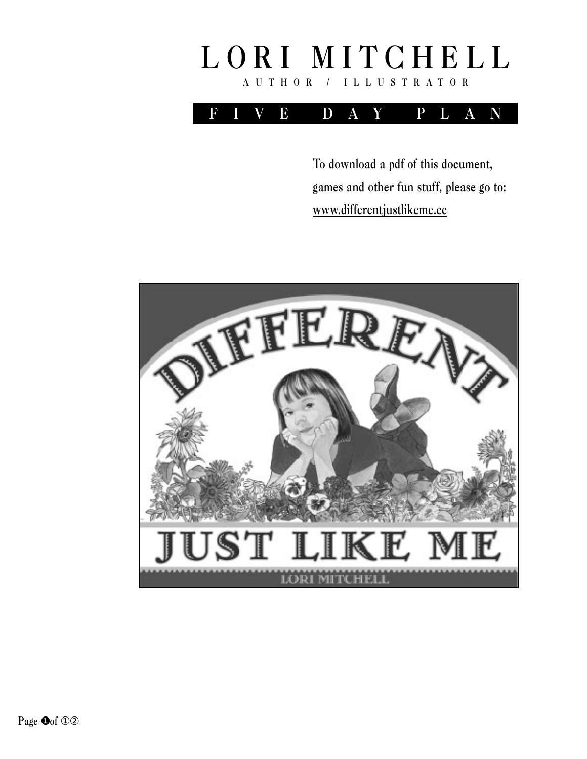# LORI MITCHELL

AUTHOR / ILLUSTRATOR

## FIVE DAY PLAN

To download a pdf of this document, games and other fun stuff, please go to: www.differentjustlikeme.cc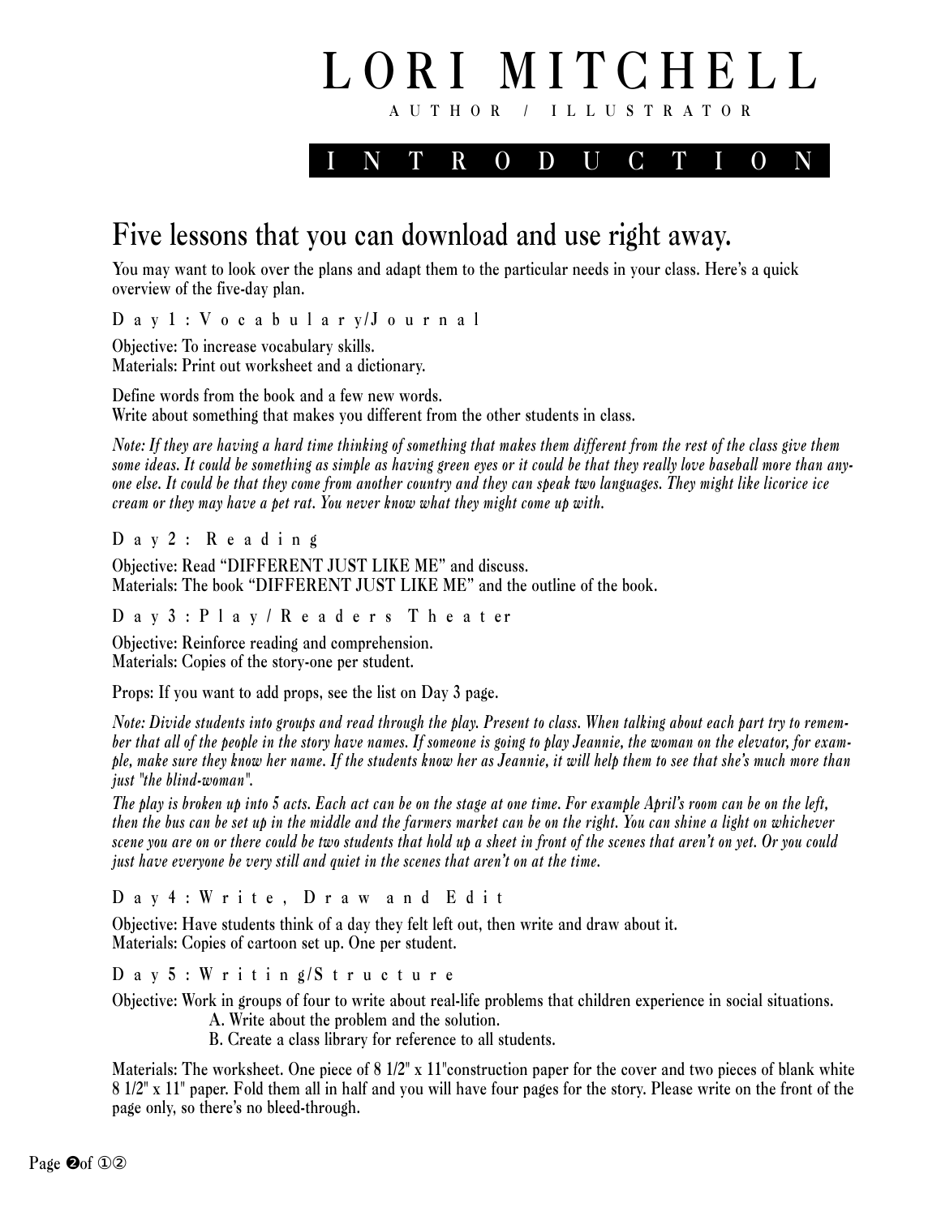# LORI MITCHELL

AUTHOR / ILLUSTRATOR

## INTRODUCTION

## Five lessons that you can download and use right away.

You may want to look over the plans and adapt them to the particular needs in your class. Here's a quick overview of the five-day plan.

### Day 1: Vocabulary/Journal

Objective: To increase vocabulary skills.
Materials: Print out worksheet and a dictionary.

Define words from the book and a few new words.
Write about something that makes you different from the other students in class.

*Note: If they are having a hard time thinking of something that makes them different from the rest of the class give them some ideas. It could be something as simple as having green eyes or it could be that they really love baseball more than anyone else. It could be that they come from another country and they can speak two languages. They might like licorice ice cream or they may have a pet rat. You never know what they might come up with.*

### Day 2: Reading

Objective: Read "DIFFERENT JUST LIKE ME" and discuss.
Materials: The book "DIFFERENT JUST LIKE ME" and the outline of the book.

### Day 3: Play/Readers Theater

Objective: Reinforce reading and comprehension.
Materials: Copies of the story-one per student.

Props: If you want to add props, see the list on Day 3 page.

*Note: Divide students into groups and read through the play. Present to class. When talking about each part try to remember that all of the people in the story have names. If someone is going to play Jeannie, the woman on the elevator, for example, make sure they know her name. If the students know her as Jeannie, it will help them to see that she's much more than just "the blind-woman".*

*The play is broken up into 5 acts. Each act can be on the stage at one time. For example April's room can be on the left, then the bus can be set up in the middle and the farmers market can be on the right. You can shine a light on whichever scene you are on or there could be two students that hold up a sheet in front of the scenes that aren't on yet. Or you could just have everyone be very still and quiet in the scenes that aren't on at the time.*

### Day 4: Write, Draw and Edit

Objective: Have students think of a day they felt left out, then write and draw about it.
Materials: Copies of cartoon set up. One per student.

### Day 5: Writing/Structure

Objective: Work in groups of four to write about real-life problems that children experience in social situations.

A. Write about the problem and the solution.
B. Create a class library for reference to all students.

Materials: The worksheet. One piece of 8 1/2" x 11"construction paper for the cover and two pieces of blank white 8 1/2" x 11" paper. Fold them all in half and you will have four pages for the story. Please write on the front of the page only, so there's no bleed-through.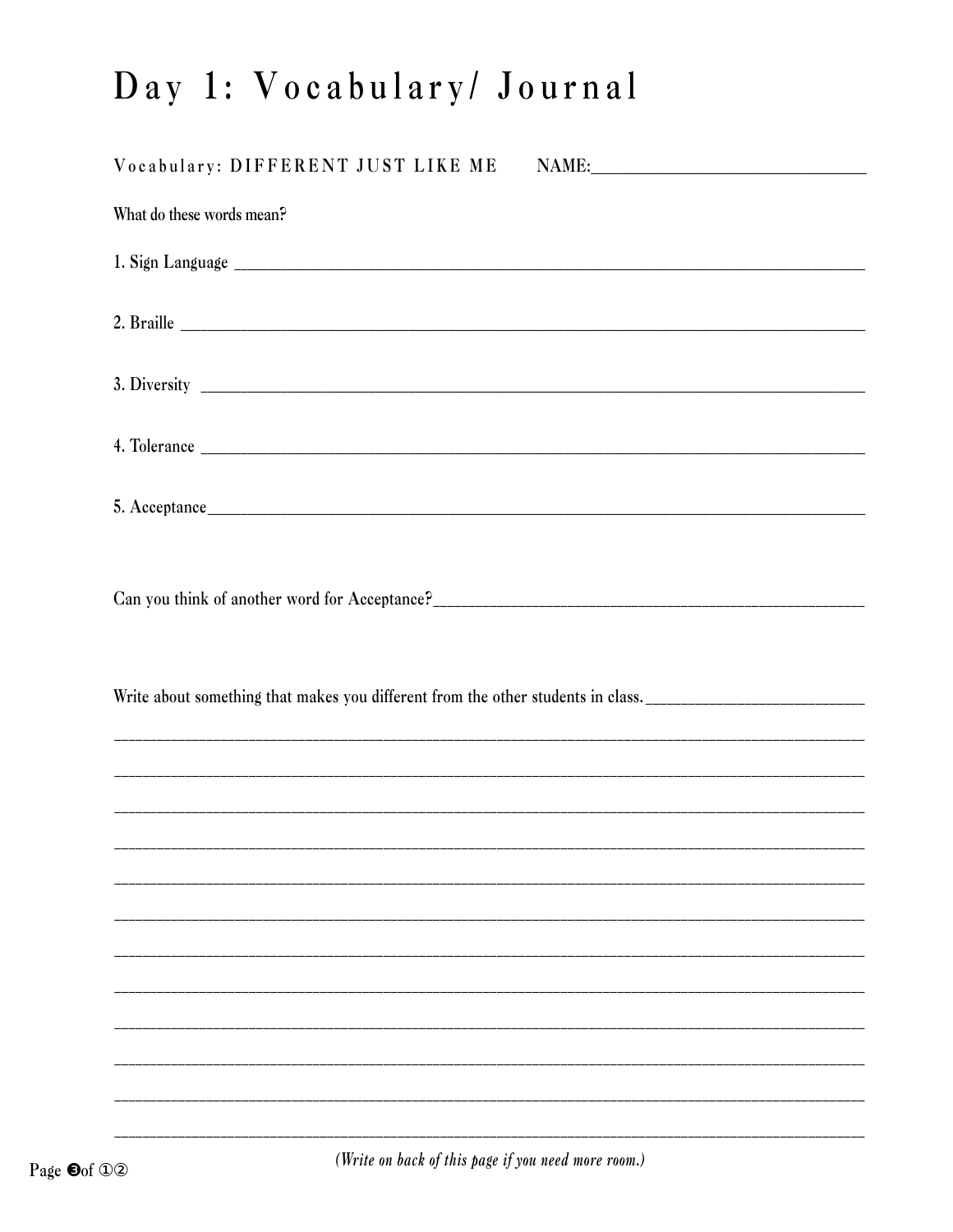# Day 1: Vocabulary/ Journal

Vocabulary: DIFFERENT JUST LIKE ME NAME:_______________________________

What do these words mean?

1. Sign Language _______________________________________________________________

2. Braille _______________________________________________________________

3. Diversity _______________________________________________________________

4. Tolerance _______________________________________________________________

5. Acceptance_______________________________________________________________

Can you think of another word for Acceptance?_________________________________________

Write about something that makes you different from the other students in class._________________________

_______________________________________________________________________________

_______________________________________________________________________________

_______________________________________________________________________________

_______________________________________________________________________________

_______________________________________________________________________________

_______________________________________________________________________________

_______________________________________________________________________________

_______________________________________________________________________________

_______________________________________________________________________________

_______________________________________________________________________________

_______________________________________________________________________________

_______________________________________________________________________________

*(Write on back of this page if you need more room.)*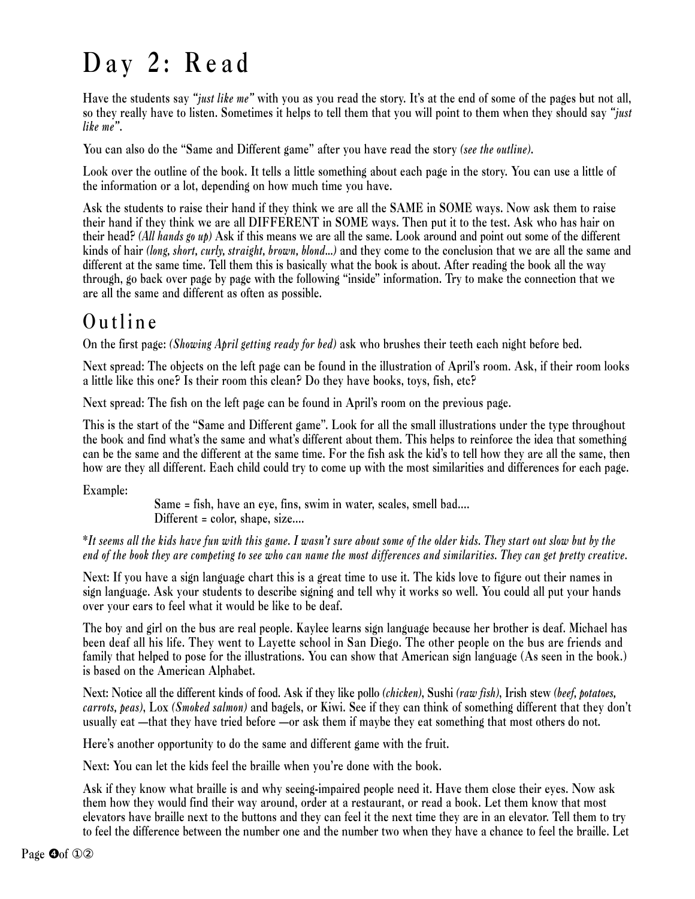# Day 2: Read

Have the students say *"just like me"* with you as you read the story. It's at the end of some of the pages but not all, so they really have to listen. Sometimes it helps to tell them that you will point to them when they should say *"just like me"*.

You can also do the "Same and Different game" after you have read the story *(see the outline)*.

Look over the outline of the book. It tells a little something about each page in the story. You can use a little of the information or a lot, depending on how much time you have.

Ask the students to raise their hand if they think we are all the SAME in SOME ways. Now ask them to raise their hand if they think we are all DIFFERENT in SOME ways. Then put it to the test. Ask who has hair on their head? *(All hands go up)* Ask if this means we are all the same. Look around and point out some of the different kinds of hair *(long, short, curly, straight, brown, blond...)* and they come to the conclusion that we are all the same and different at the same time. Tell them this is basically what the book is about. After reading the book all the way through, go back over page by page with the following "inside" information. Try to make the connection that we are all the same and different as often as possible.

## Outline

On the first page: *(Showing April getting ready for bed)* ask who brushes their teeth each night before bed.

Next spread: The objects on the left page can be found in the illustration of April's room. Ask, if their room looks a little like this one? Is their room this clean? Do they have books, toys, fish, etc?

Next spread: The fish on the left page can be found in April's room on the previous page.

This is the start of the "Same and Different game". Look for all the small illustrations under the type throughout the book and find what's the same and what's different about them. This helps to reinforce the idea that something can be the same and the different at the same time. For the fish ask the kid's to tell how they are all the same, then how are they all different. Each child could try to come up with the most similarities and differences for each page.

Example:

> Same = fish, have an eye, fins, swim in water, scales, smell bad....
> Different = color, shape, size....

*\*It seems all the kids have fun with this game. I wasn't sure about some of the older kids. They start out slow but by the end of the book they are competing to see who can name the most differences and similarities. They can get pretty creative.*

Next: If you have a sign language chart this is a great time to use it. The kids love to figure out their names in sign language. Ask your students to describe signing and tell why it works so well. You could all put your hands over your ears to feel what it would be like to be deaf.

The boy and girl on the bus are real people. Kaylee learns sign language because her brother is deaf. Michael has been deaf all his life. They went to Layette school in San Diego. The other people on the bus are friends and family that helped to pose for the illustrations. You can show that American sign language (As seen in the book.) is based on the American Alphabet.

Next: Notice all the different kinds of food. Ask if they like pollo *(chicken)*, Sushi *(raw fish)*, Irish stew *(beef, potatoes, carrots, peas)*, Lox *(Smoked salmon)* and bagels, or Kiwi. See if they can think of something different that they don't usually eat —that they have tried before —or ask them if maybe they eat something that most others do not.

Here's another opportunity to do the same and different game with the fruit.

Next: You can let the kids feel the braille when you're done with the book.

Ask if they know what braille is and why seeing-impaired people need it. Have them close their eyes. Now ask them how they would find their way around, order at a restaurant, or read a book. Let them know that most elevators have braille next to the buttons and they can feel it the next time they are in an elevator. Tell them to try to feel the difference between the number one and the number two when they have a chance to feel the braille. Let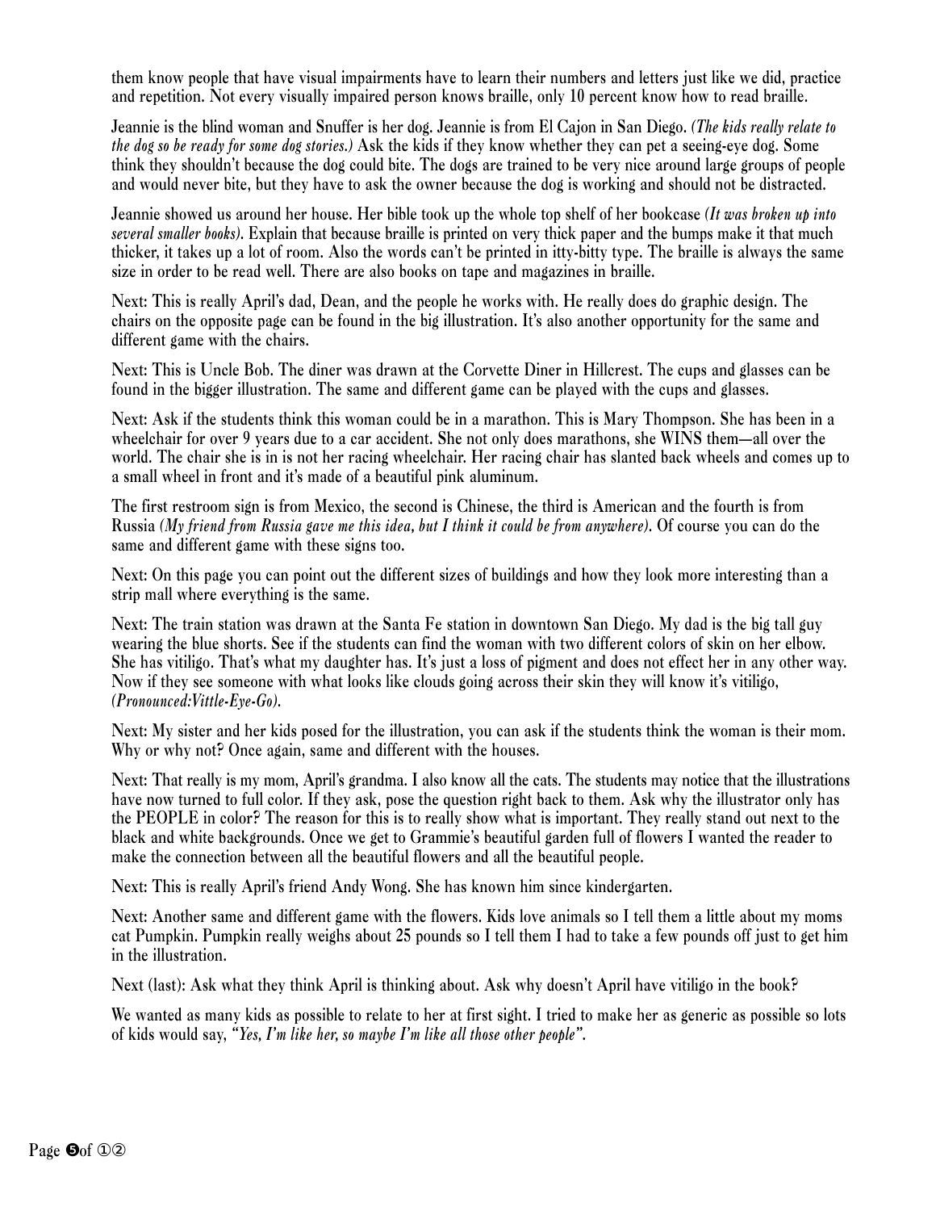them know people that have visual impairments have to learn their numbers and letters just like we did, practice and repetition. Not every visually impaired person knows braille, only 10 percent know how to read braille.

Jeannie is the blind woman and Snuffer is her dog. Jeannie is from El Cajon in San Diego. *(The kids really relate to the dog so be ready for some dog stories.)* Ask the kids if they know whether they can pet a seeing-eye dog. Some think they shouldn't because the dog could bite. The dogs are trained to be very nice around large groups of people and would never bite, but they have to ask the owner because the dog is working and should not be distracted.

Jeannie showed us around her house. Her bible took up the whole top shelf of her bookcase *(It was broken up into several smaller books)*. Explain that because braille is printed on very thick paper and the bumps make it that much thicker, it takes up a lot of room. Also the words can't be printed in itty-bitty type. The braille is always the same size in order to be read well. There are also books on tape and magazines in braille.

Next: This is really April's dad, Dean, and the people he works with. He really does do graphic design. The chairs on the opposite page can be found in the big illustration. It's also another opportunity for the same and different game with the chairs.

Next: This is Uncle Bob. The diner was drawn at the Corvette Diner in Hillcrest. The cups and glasses can be found in the bigger illustration. The same and different game can be played with the cups and glasses.

Next: Ask if the students think this woman could be in a marathon. This is Mary Thompson. She has been in a wheelchair for over 9 years due to a car accident. She not only does marathons, she WINS them—all over the world. The chair she is in is not her racing wheelchair. Her racing chair has slanted back wheels and comes up to a small wheel in front and it's made of a beautiful pink aluminum.

The first restroom sign is from Mexico, the second is Chinese, the third is American and the fourth is from Russia *(My friend from Russia gave me this idea, but I think it could be from anywhere)*. Of course you can do the same and different game with these signs too.

Next: On this page you can point out the different sizes of buildings and how they look more interesting than a strip mall where everything is the same.

Next: The train station was drawn at the Santa Fe station in downtown San Diego. My dad is the big tall guy wearing the blue shorts. See if the students can find the woman with two different colors of skin on her elbow. She has vitiligo. That's what my daughter has. It's just a loss of pigment and does not effect her in any other way. Now if they see someone with what looks like clouds going across their skin they will know it's vitiligo, *(Pronounced:Vittle-Eye-Go)*.

Next: My sister and her kids posed for the illustration, you can ask if the students think the woman is their mom. Why or why not? Once again, same and different with the houses.

Next: That really is my mom, April's grandma. I also know all the cats. The students may notice that the illustrations have now turned to full color. If they ask, pose the question right back to them. Ask why the illustrator only has the PEOPLE in color? The reason for this is to really show what is important. They really stand out next to the black and white backgrounds. Once we get to Grammie's beautiful garden full of flowers I wanted the reader to make the connection between all the beautiful flowers and all the beautiful people.

Next: This is really April's friend Andy Wong. She has known him since kindergarten.

Next: Another same and different game with the flowers. Kids love animals so I tell them a little about my moms cat Pumpkin. Pumpkin really weighs about 25 pounds so I tell them I had to take a few pounds off just to get him in the illustration.

Next (last): Ask what they think April is thinking about. Ask why doesn't April have vitiligo in the book?

We wanted as many kids as possible to relate to her at first sight. I tried to make her as generic as possible so lots of kids would say, *"Yes, I'm like her, so maybe I'm like all those other people"*.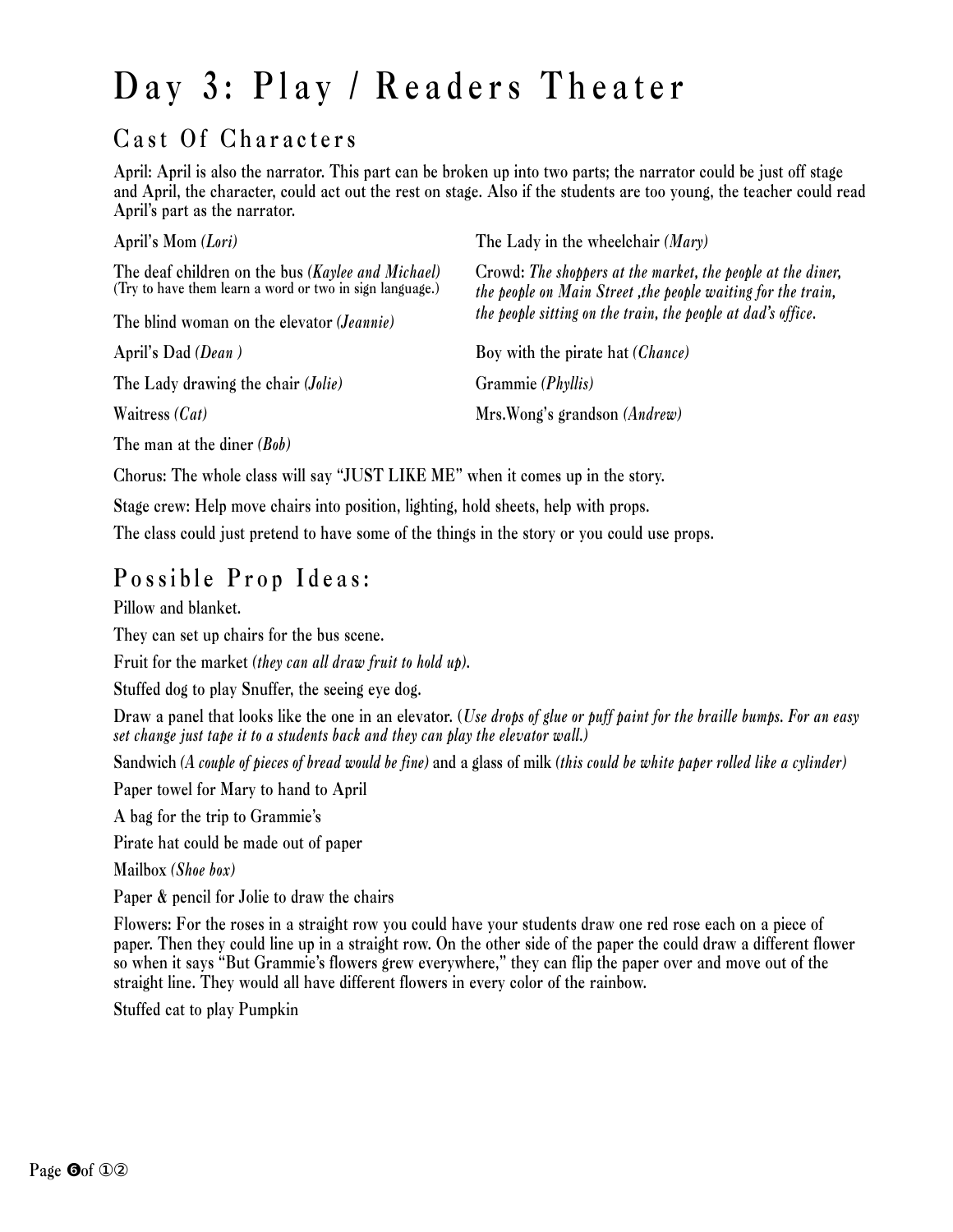# Day 3: Play / Readers Theater

## Cast Of Characters

April: April is also the narrator. This part can be broken up into two parts; the narrator could be just off stage and April, the character, could act out the rest on stage. Also if the students are too young, the teacher could read April's part as the narrator.

April's Mom *(Lori)*

The deaf children on the bus *(Kaylee and Michael)*
(Try to have them learn a word or two in sign language.)

The blind woman on the elevator *(Jeannie)*

April's Dad *(Dean )*

The Lady drawing the chair *(Jolie)*

Waitress *(Cat)*

The man at the diner *(Bob)*

The Lady in the wheelchair *(Mary)*

Crowd: *The shoppers at the market, the people at the diner, the people on Main Street ,the people waiting for the train, the people sitting on the train, the people at dad's office.*

Boy with the pirate hat *(Chance)*

Grammie *(Phyllis)*

Mrs.Wong's grandson *(Andrew)*

Chorus: The whole class will say "JUST LIKE ME" when it comes up in the story.

Stage crew: Help move chairs into position, lighting, hold sheets, help with props.

The class could just pretend to have some of the things in the story or you could use props.

## Possible Prop Ideas:

Pillow and blanket.

They can set up chairs for the bus scene.

Fruit for the market *(they can all draw fruit to hold up)*.

Stuffed dog to play Snuffer, the seeing eye dog.

Draw a panel that looks like the one in an elevator. (*Use drops of glue or puff paint for the braille bumps. For an easy set change just tape it to a students back and they can play the elevator wall.)*

Sandwich *(A couple of pieces of bread would be fine)* and a glass of milk *(this could be white paper rolled like a cylinder)*

Paper towel for Mary to hand to April

A bag for the trip to Grammie's

Pirate hat could be made out of paper

Mailbox *(Shoe box)*

Paper & pencil for Jolie to draw the chairs

Flowers: For the roses in a straight row you could have your students draw one red rose each on a piece of paper. Then they could line up in a straight row. On the other side of the paper the could draw a different flower so when it says "But Grammie's flowers grew everywhere," they can flip the paper over and move out of the straight line. They would all have different flowers in every color of the rainbow.

Stuffed cat to play Pumpkin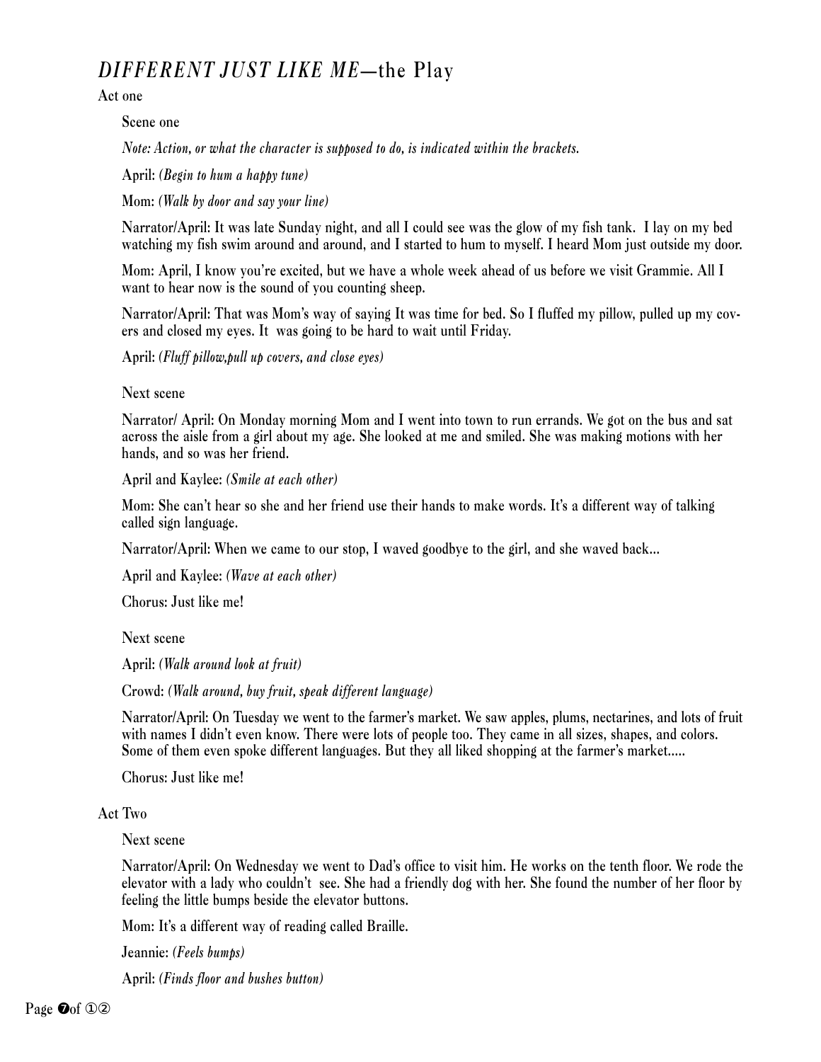# *DIFFERENT JUST LIKE ME*—the Play

Act one

Scene one

*Note: Action, or what the character is supposed to do, is indicated within the brackets.*

April: *(Begin to hum a happy tune)*

Mom: *(Walk by door and say your line)*

Narrator/April: It was late Sunday night, and all I could see was the glow of my fish tank. I lay on my bed watching my fish swim around and around, and I started to hum to myself. I heard Mom just outside my door.

Mom: April, I know you're excited, but we have a whole week ahead of us before we visit Grammie. All I want to hear now is the sound of you counting sheep.

Narrator/April: That was Mom's way of saying It was time for bed. So I fluffed my pillow, pulled up my covers and closed my eyes. It was going to be hard to wait until Friday.

April: *(Fluff pillow,pull up covers, and close eyes)*

Next scene

Narrator/ April: On Monday morning Mom and I went into town to run errands. We got on the bus and sat across the aisle from a girl about my age. She looked at me and smiled. She was making motions with her hands, and so was her friend.

April and Kaylee: *(Smile at each other)*

Mom: She can't hear so she and her friend use their hands to make words. It's a different way of talking called sign language.

Narrator/April: When we came to our stop, I waved goodbye to the girl, and she waved back...

April and Kaylee: *(Wave at each other)*

Chorus: Just like me!

Next scene

April: *(Walk around look at fruit)*

Crowd: *(Walk around, buy fruit, speak different language)*

Narrator/April: On Tuesday we went to the farmer's market. We saw apples, plums, nectarines, and lots of fruit with names I didn't even know. There were lots of people too. They came in all sizes, shapes, and colors. Some of them even spoke different languages. But they all liked shopping at the farmer's market.....

Chorus: Just like me!

Act Two

Next scene

Narrator/April: On Wednesday we went to Dad's office to visit him. He works on the tenth floor. We rode the elevator with a lady who couldn't see. She had a friendly dog with her. She found the number of her floor by feeling the little bumps beside the elevator buttons.

Mom: It's a different way of reading called Braille.

Jeannie: *(Feels bumps)*

April: *(Finds floor and bushes button)*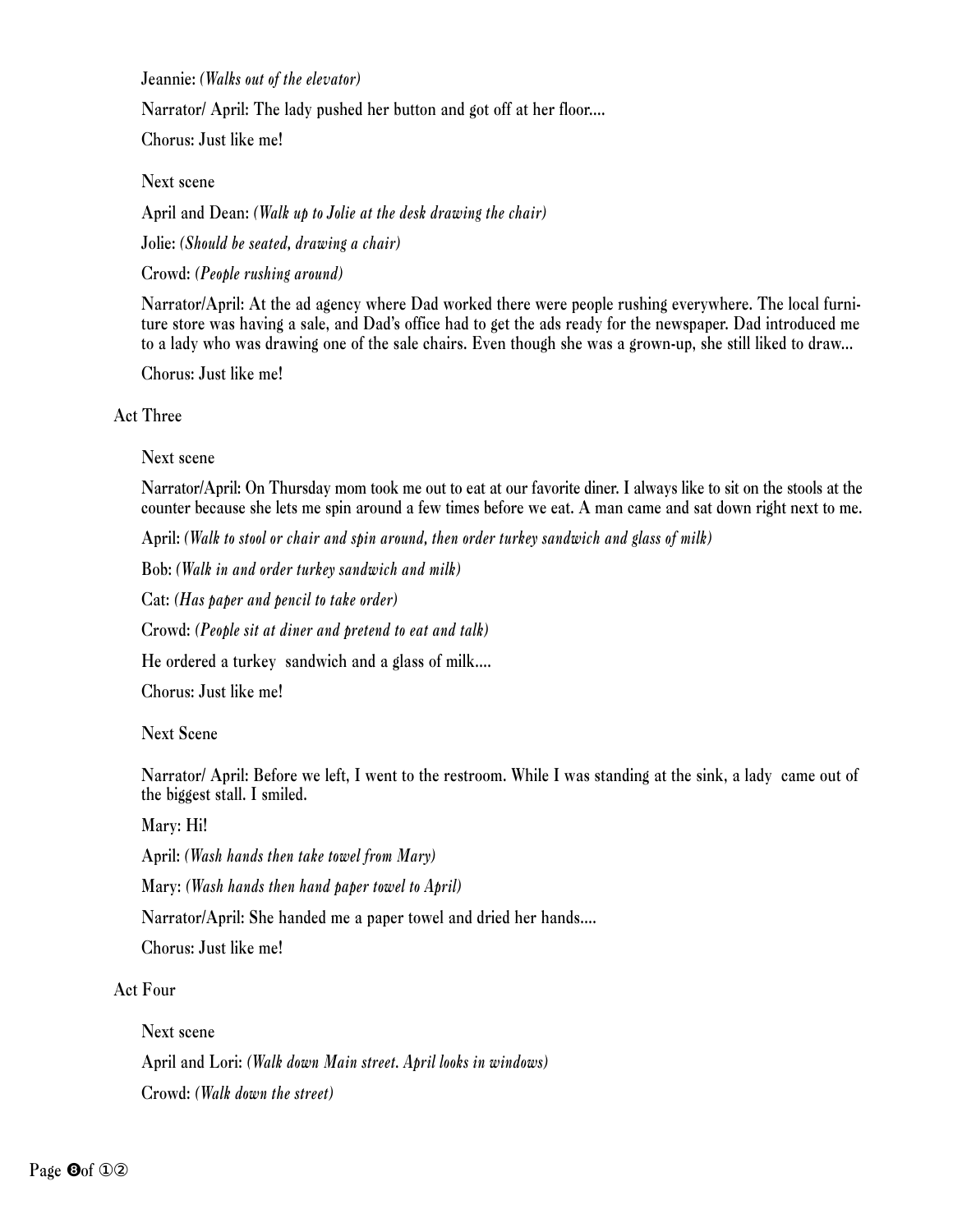Jeannie: *(Walks out of the elevator)*

Narrator/ April: The lady pushed her button and got off at her floor....

Chorus: Just like me!

Next scene

April and Dean: *(Walk up to Jolie at the desk drawing the chair)*

Jolie: *(Should be seated, drawing a chair)*

Crowd: *(People rushing around)*

Narrator/April: At the ad agency where Dad worked there were people rushing everywhere. The local furniture store was having a sale, and Dad's office had to get the ads ready for the newspaper. Dad introduced me to a lady who was drawing one of the sale chairs. Even though she was a grown-up, she still liked to draw...

Chorus: Just like me!

## Act Three

Next scene

Narrator/April: On Thursday mom took me out to eat at our favorite diner. I always like to sit on the stools at the counter because she lets me spin around a few times before we eat. A man came and sat down right next to me.

April: *(Walk to stool or chair and spin around, then order turkey sandwich and glass of milk)*

Bob: *(Walk in and order turkey sandwich and milk)*

Cat: *(Has paper and pencil to take order)*

Crowd: *(People sit at diner and pretend to eat and talk)*

He ordered a turkey sandwich and a glass of milk....

Chorus: Just like me!

Next Scene

Narrator/ April: Before we left, I went to the restroom. While I was standing at the sink, a lady came out of the biggest stall. I smiled.

Mary: Hi!

April: *(Wash hands then take towel from Mary)*

Mary: *(Wash hands then hand paper towel to April)*

Narrator/April: She handed me a paper towel and dried her hands....

Chorus: Just like me!

## Act Four

Next scene

April and Lori: *(Walk down Main street. April looks in windows)*

Crowd: *(Walk down the street)*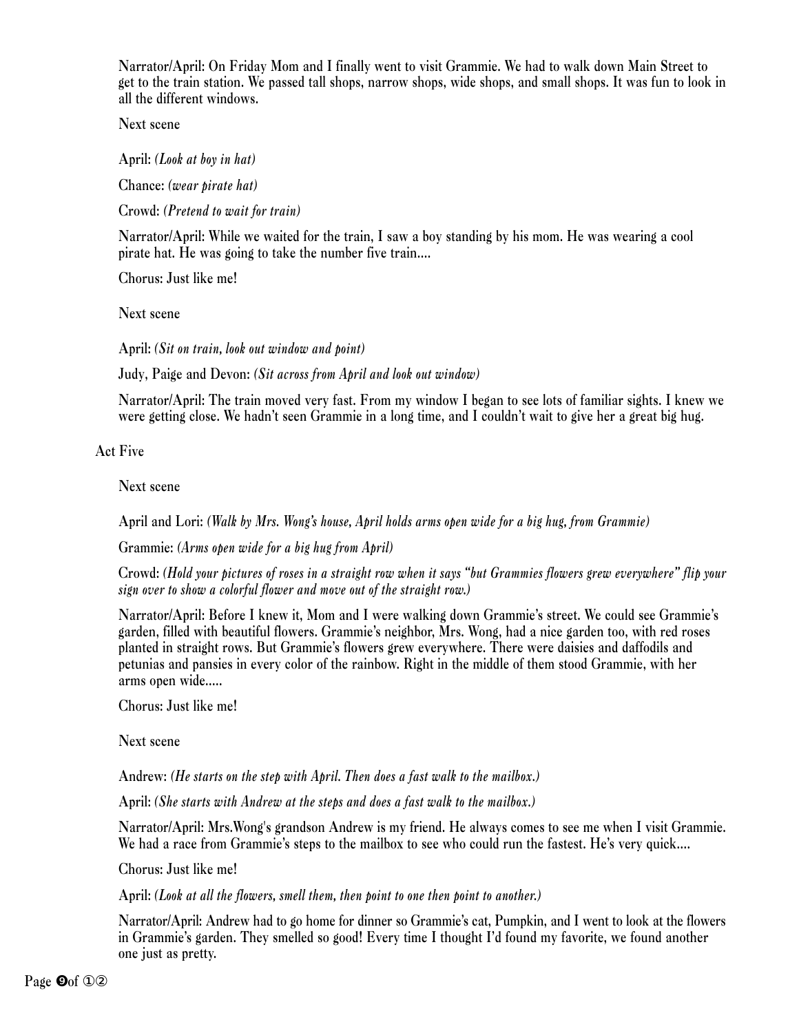Narrator/April: On Friday Mom and I finally went to visit Grammie. We had to walk down Main Street to get to the train station. We passed tall shops, narrow shops, wide shops, and small shops. It was fun to look in all the different windows.

Next scene

April: *(Look at boy in hat)*

Chance: *(wear pirate hat)*

Crowd: *(Pretend to wait for train)*

Narrator/April: While we waited for the train, I saw a boy standing by his mom. He was wearing a cool pirate hat. He was going to take the number five train....

Chorus: Just like me!

Next scene

April: *(Sit on train, look out window and point)*

Judy, Paige and Devon: *(Sit across from April and look out window)*

Narrator/April: The train moved very fast. From my window I began to see lots of familiar sights. I knew we were getting close. We hadn't seen Grammie in a long time, and I couldn't wait to give her a great big hug.

## Act Five

Next scene

April and Lori: *(Walk by Mrs. Wong's house, April holds arms open wide for a big hug, from Grammie)*

Grammie: *(Arms open wide for a big hug from April)*

Crowd: *(Hold your pictures of roses in a straight row when it says "but Grammies flowers grew everywhere" flip your sign over to show a colorful flower and move out of the straight row.)*

Narrator/April: Before I knew it, Mom and I were walking down Grammie's street. We could see Grammie's garden, filled with beautiful flowers. Grammie's neighbor, Mrs. Wong, had a nice garden too, with red roses planted in straight rows. But Grammie's flowers grew everywhere. There were daisies and daffodils and petunias and pansies in every color of the rainbow. Right in the middle of them stood Grammie, with her arms open wide.....

Chorus: Just like me!

Next scene

Andrew: *(He starts on the step with April. Then does a fast walk to the mailbox.)*

April: *(She starts with Andrew at the steps and does a fast walk to the mailbox.)*

Narrator/April: Mrs.Wong's grandson Andrew is my friend. He always comes to see me when I visit Grammie. We had a race from Grammie's steps to the mailbox to see who could run the fastest. He's very quick....

Chorus: Just like me!

April: *(Look at all the flowers, smell them, then point to one then point to another.)*

Narrator/April: Andrew had to go home for dinner so Grammie's cat, Pumpkin, and I went to look at the flowers in Grammie's garden. They smelled so good! Every time I thought I'd found my favorite, we found another one just as pretty.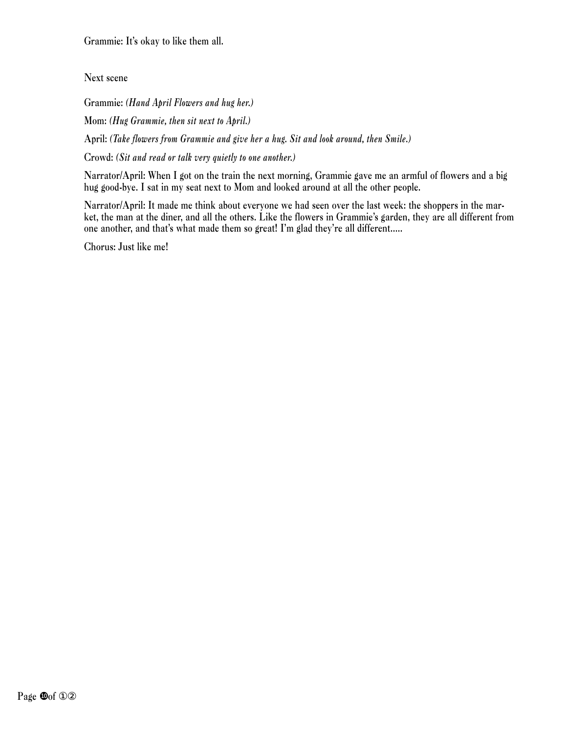Grammie: It's okay to like them all.

Next scene

Grammie: *(Hand April Flowers and hug her.)*

Mom: *(Hug Grammie, then sit next to April.)*

April: *(Take flowers from Grammie and give her a hug. Sit and look around, then Smile.)*

Crowd: *(Sit and read or talk very quietly to one another.)*

Narrator/April: When I got on the train the next morning, Grammie gave me an armful of flowers and a big hug good-bye. I sat in my seat next to Mom and looked around at all the other people.

Narrator/April: It made me think about everyone we had seen over the last week: the shoppers in the market, the man at the diner, and all the others. Like the flowers in Grammie's garden, they are all different from one another, and that's what made them so great! I'm glad they're all different.....

Chorus: Just like me!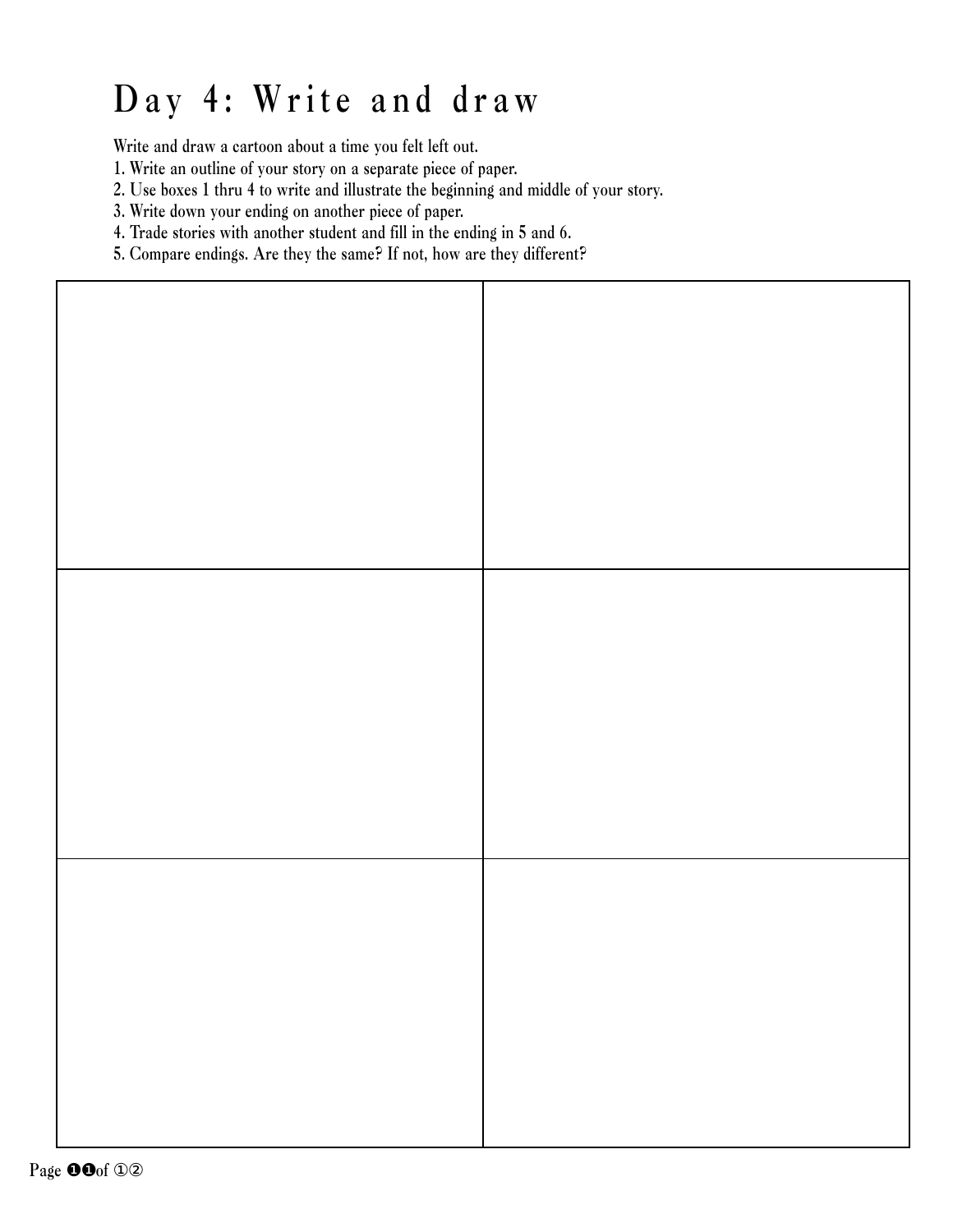# Day 4: Write and draw

Write and draw a cartoon about a time you felt left out.

1. Write an outline of your story on a separate piece of paper.
2. Use boxes 1 thru 4 to write and illustrate the beginning and middle of your story.
3. Write down your ending on another piece of paper.
4. Trade stories with another student and fill in the ending in 5 and 6.
5. Compare endings. Are they the same? If not, how are they different?

| | |
|---|---|
| | |
| | |
| | |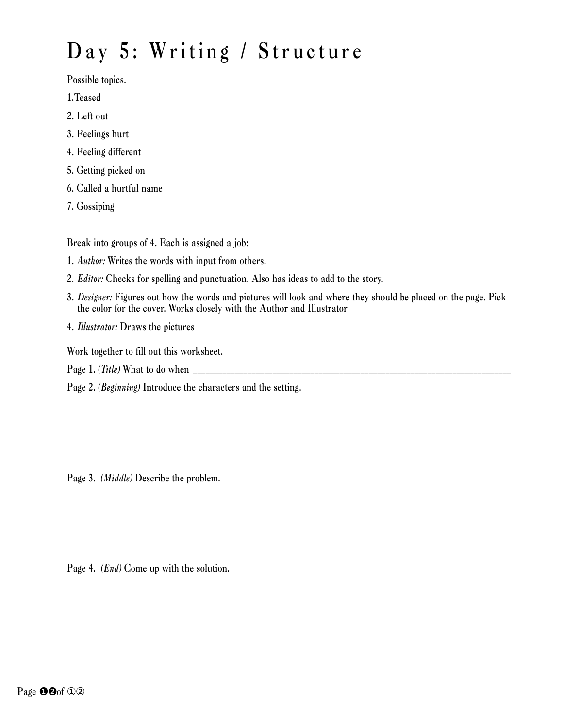# Day 5: Writing / Structure

Possible topics.

1.Teased

2. Left out

3. Feelings hurt

4. Feeling different

5. Getting picked on

6. Called a hurtful name

7. Gossiping

Break into groups of 4. Each is assigned a job:

1. *Author:* Writes the words with input from others.
2. *Editor:* Checks for spelling and punctuation. Also has ideas to add to the story.
3. *Designer:* Figures out how the words and pictures will look and where they should be placed on the page. Pick the color for the cover. Works closely with the Author and Illustrator
4. *Illustrator:* Draws the pictures

Work together to fill out this worksheet.

Page 1. *(Title)* What to do when ________________________________________________________________

Page 2. *(Beginning)* Introduce the characters and the setting.

Page 3. *(Middle)* Describe the problem.

Page 4. *(End)* Come up with the solution.